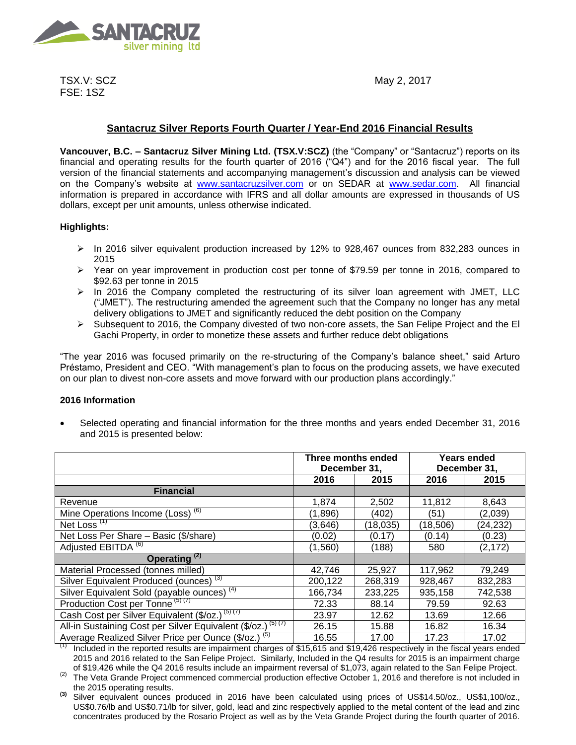TSX.V: SCZ
FSE: 1SZ

May 2, 2017

## Santacruz Silver Reports Fourth Quarter / Year-End 2016 Financial Results

**Vancouver, B.C. – Santacruz Silver Mining Ltd. (TSX.V:SCZ)** (the "Company" or "Santacruz") reports on its financial and operating results for the fourth quarter of 2016 ("Q4") and for the 2016 fiscal year. The full version of the financial statements and accompanying management's discussion and analysis can be viewed on the Company's website at www.santacruzsilver.com or on SEDAR at www.sedar.com. All financial information is prepared in accordance with IFRS and all dollar amounts are expressed in thousands of US dollars, except per unit amounts, unless otherwise indicated.

**Highlights:**

- In 2016 silver equivalent production increased by 12% to 928,467 ounces from 832,283 ounces in 2015
- Year on year improvement in production cost per tonne of $79.59 per tonne in 2016, compared to $92.63 per tonne in 2015
- In 2016 the Company completed the restructuring of its silver loan agreement with JMET, LLC ("JMET"). The restructuring amended the agreement such that the Company no longer has any metal delivery obligations to JMET and significantly reduced the debt position on the Company
- Subsequent to 2016, the Company divested of two non-core assets, the San Felipe Project and the El Gachi Property, in order to monetize these assets and further reduce debt obligations

"The year 2016 was focused primarily on the re-structuring of the Company's balance sheet," said Arturo Préstamo, President and CEO. "With management's plan to focus on the producing assets, we have executed on our plan to divest non-core assets and move forward with our production plans accordingly."

**2016 Information**

- Selected operating and financial information for the three months and years ended December 31, 2016 and 2015 is presented below:

| | Three months ended December 31, | | Years ended December 31, | |
|---|---|---|---|---|
| | 2016 | 2015 | 2016 | 2015 |
| **Financial** | | | | |
| Revenue | 1,874 | 2,502 | 11,812 | 8,643 |
| Mine Operations Income (Loss) [6] | (1,896) | (402) | (51) | (2,039) |
| Net Loss [1] | (3,646) | (18,035) | (18,506) | (24,232) |
| Net Loss Per Share – Basic ($/share) | (0.02) | (0.17) | (0.14) | (0.23) |
| Adjusted EBITDA [6] | (1,560) | (188) | 580 | (2,172) |
| **Operating [2]** | | | | |
| Material Processed (tonnes milled) | 42,746 | 25,927 | 117,962 | 79,249 |
| Silver Equivalent Produced (ounces) [3] | 200,122 | 268,319 | 928,467 | 832,283 |
| Silver Equivalent Sold (payable ounces) [4] | 166,734 | 233,225 | 935,158 | 742,538 |
| Production Cost per Tonne [5] [7] | 72.33 | 88.14 | 79.59 | 92.63 |
| Cash Cost per Silver Equivalent ($/oz.) [5] [7] | 23.97 | 12.62 | 13.69 | 12.66 |
| All-in Sustaining Cost per Silver Equivalent ($/oz.) [5] [7] | 26.15 | 15.88 | 16.82 | 16.34 |
| Average Realized Silver Price per Ounce ($/oz.) [5] | 16.55 | 17.00 | 17.23 | 17.02 |

[1] Included in the reported results are impairment charges of $15,615 and $19,426 respectively in the fiscal years ended 2015 and 2016 related to the San Felipe Project. Similarly, Included in the Q4 results for 2015 is an impairment charge of $19,426 while the Q4 2016 results include an impairment reversal of $1,073, again related to the San Felipe Project.

[2] The Veta Grande Project commenced commercial production effective October 1, 2016 and therefore is not included in the 2015 operating results.

[3] Silver equivalent ounces produced in 2016 have been calculated using prices of US$14.50/oz., US$1,100/oz., US$0.76/lb and US$0.71/lb for silver, gold, lead and zinc respectively applied to the metal content of the lead and zinc concentrates produced by the Rosario Project as well as by the Veta Grande Project during the fourth quarter of 2016.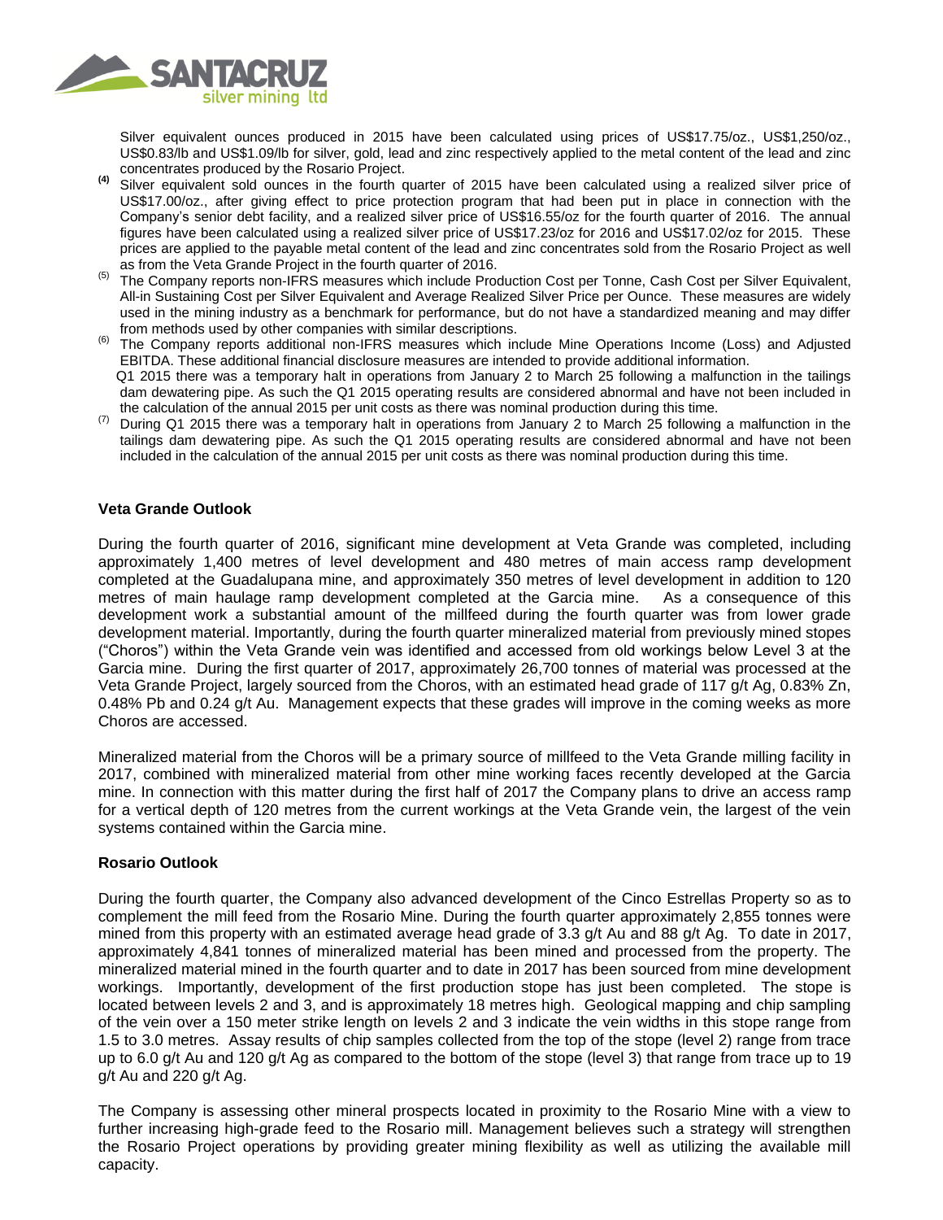Silver equivalent ounces produced in 2015 have been calculated using prices of US$17.75/oz., US$1,250/oz., US$0.83/lb and US$1.09/lb for silver, gold, lead and zinc respectively applied to the metal content of the lead and zinc concentrates produced by the Rosario Project.

(4) Silver equivalent sold ounces in the fourth quarter of 2015 have been calculated using a realized silver price of US$17.00/oz., after giving effect to price protection program that had been put in place in connection with the Company's senior debt facility, and a realized silver price of US$16.55/oz for the fourth quarter of 2016. The annual figures have been calculated using a realized silver price of US$17.23/oz for 2016 and US$17.02/oz for 2015. These prices are applied to the payable metal content of the lead and zinc concentrates sold from the Rosario Project as well as from the Veta Grande Project in the fourth quarter of 2016.

(5) The Company reports non-IFRS measures which include Production Cost per Tonne, Cash Cost per Silver Equivalent, All-in Sustaining Cost per Silver Equivalent and Average Realized Silver Price per Ounce. These measures are widely used in the mining industry as a benchmark for performance, but do not have a standardized meaning and may differ from methods used by other companies with similar descriptions.

(6) The Company reports additional non-IFRS measures which include Mine Operations Income (Loss) and Adjusted EBITDA. These additional financial disclosure measures are intended to provide additional information.
Q1 2015 there was a temporary halt in operations from January 2 to March 25 following a malfunction in the tailings dam dewatering pipe. As such the Q1 2015 operating results are considered abnormal and have not been included in the calculation of the annual 2015 per unit costs as there was nominal production during this time.

(7) During Q1 2015 there was a temporary halt in operations from January 2 to March 25 following a malfunction in the tailings dam dewatering pipe. As such the Q1 2015 operating results are considered abnormal and have not been included in the calculation of the annual 2015 per unit costs as there was nominal production during this time.

**Veta Grande Outlook**

During the fourth quarter of 2016, significant mine development at Veta Grande was completed, including approximately 1,400 metres of level development and 480 metres of main access ramp development completed at the Guadalupana mine, and approximately 350 metres of level development in addition to 120 metres of main haulage ramp development completed at the Garcia mine. As a consequence of this development work a substantial amount of the millfeed during the fourth quarter was from lower grade development material. Importantly, during the fourth quarter mineralized material from previously mined stopes ("Choros") within the Veta Grande vein was identified and accessed from old workings below Level 3 at the Garcia mine. During the first quarter of 2017, approximately 26,700 tonnes of material was processed at the Veta Grande Project, largely sourced from the Choros, with an estimated head grade of 117 g/t Ag, 0.83% Zn, 0.48% Pb and 0.24 g/t Au. Management expects that these grades will improve in the coming weeks as more Choros are accessed.

Mineralized material from the Choros will be a primary source of millfeed to the Veta Grande milling facility in 2017, combined with mineralized material from other mine working faces recently developed at the Garcia mine. In connection with this matter during the first half of 2017 the Company plans to drive an access ramp for a vertical depth of 120 metres from the current workings at the Veta Grande vein, the largest of the vein systems contained within the Garcia mine.

**Rosario Outlook**

During the fourth quarter, the Company also advanced development of the Cinco Estrellas Property so as to complement the mill feed from the Rosario Mine. During the fourth quarter approximately 2,855 tonnes were mined from this property with an estimated average head grade of 3.3 g/t Au and 88 g/t Ag. To date in 2017, approximately 4,841 tonnes of mineralized material has been mined and processed from the property. The mineralized material mined in the fourth quarter and to date in 2017 has been sourced from mine development workings. Importantly, development of the first production stope has just been completed. The stope is located between levels 2 and 3, and is approximately 18 metres high. Geological mapping and chip sampling of the vein over a 150 meter strike length on levels 2 and 3 indicate the vein widths in this stope range from 1.5 to 3.0 metres. Assay results of chip samples collected from the top of the stope (level 2) range from trace up to 6.0 g/t Au and 120 g/t Ag as compared to the bottom of the stope (level 3) that range from trace up to 19 g/t Au and 220 g/t Ag.

The Company is assessing other mineral prospects located in proximity to the Rosario Mine with a view to further increasing high-grade feed to the Rosario mill. Management believes such a strategy will strengthen the Rosario Project operations by providing greater mining flexibility as well as utilizing the available mill capacity.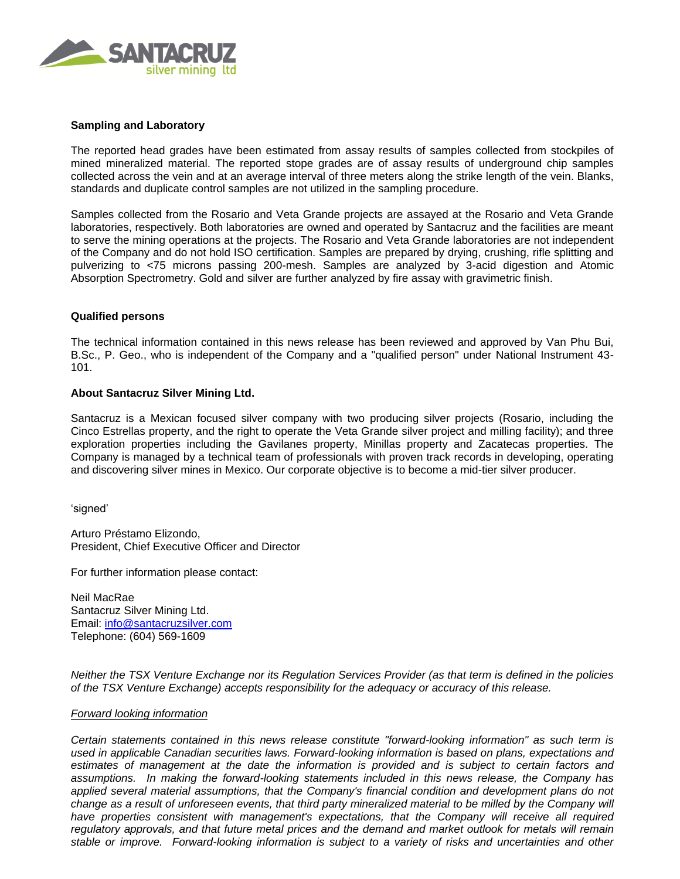**Sampling and Laboratory**

The reported head grades have been estimated from assay results of samples collected from stockpiles of mined mineralized material. The reported stope grades are of assay results of underground chip samples collected across the vein and at an average interval of three meters along the strike length of the vein. Blanks, standards and duplicate control samples are not utilized in the sampling procedure.

Samples collected from the Rosario and Veta Grande projects are assayed at the Rosario and Veta Grande laboratories, respectively. Both laboratories are owned and operated by Santacruz and the facilities are meant to serve the mining operations at the projects. The Rosario and Veta Grande laboratories are not independent of the Company and do not hold ISO certification. Samples are prepared by drying, crushing, rifle splitting and pulverizing to <75 microns passing 200-mesh. Samples are analyzed by 3-acid digestion and Atomic Absorption Spectrometry. Gold and silver are further analyzed by fire assay with gravimetric finish.

**Qualified persons**

The technical information contained in this news release has been reviewed and approved by Van Phu Bui, B.Sc., P. Geo., who is independent of the Company and a "qualified person" under National Instrument 43-101.

**About Santacruz Silver Mining Ltd.**

Santacruz is a Mexican focused silver company with two producing silver projects (Rosario, including the Cinco Estrellas property, and the right to operate the Veta Grande silver project and milling facility); and three exploration properties including the Gavilanes property, Minillas property and Zacatecas properties. The Company is managed by a technical team of professionals with proven track records in developing, operating and discovering silver mines in Mexico. Our corporate objective is to become a mid-tier silver producer.

'signed'

Arturo Préstamo Elizondo,
President, Chief Executive Officer and Director

For further information please contact:

Neil MacRae
Santacruz Silver Mining Ltd.
Email: info@santacruzsilver.com
Telephone: (604) 569-1609

*Neither the TSX Venture Exchange nor its Regulation Services Provider (as that term is defined in the policies of the TSX Venture Exchange) accepts responsibility for the adequacy or accuracy of this release.*

*Forward looking information*

*Certain statements contained in this news release constitute "forward-looking information" as such term is used in applicable Canadian securities laws. Forward-looking information is based on plans, expectations and estimates of management at the date the information is provided and is subject to certain factors and assumptions. In making the forward-looking statements included in this news release, the Company has applied several material assumptions, that the Company's financial condition and development plans do not change as a result of unforeseen events, that third party mineralized material to be milled by the Company will have properties consistent with management's expectations, that the Company will receive all required regulatory approvals, and that future metal prices and the demand and market outlook for metals will remain stable or improve. Forward-looking information is subject to a variety of risks and uncertainties and other*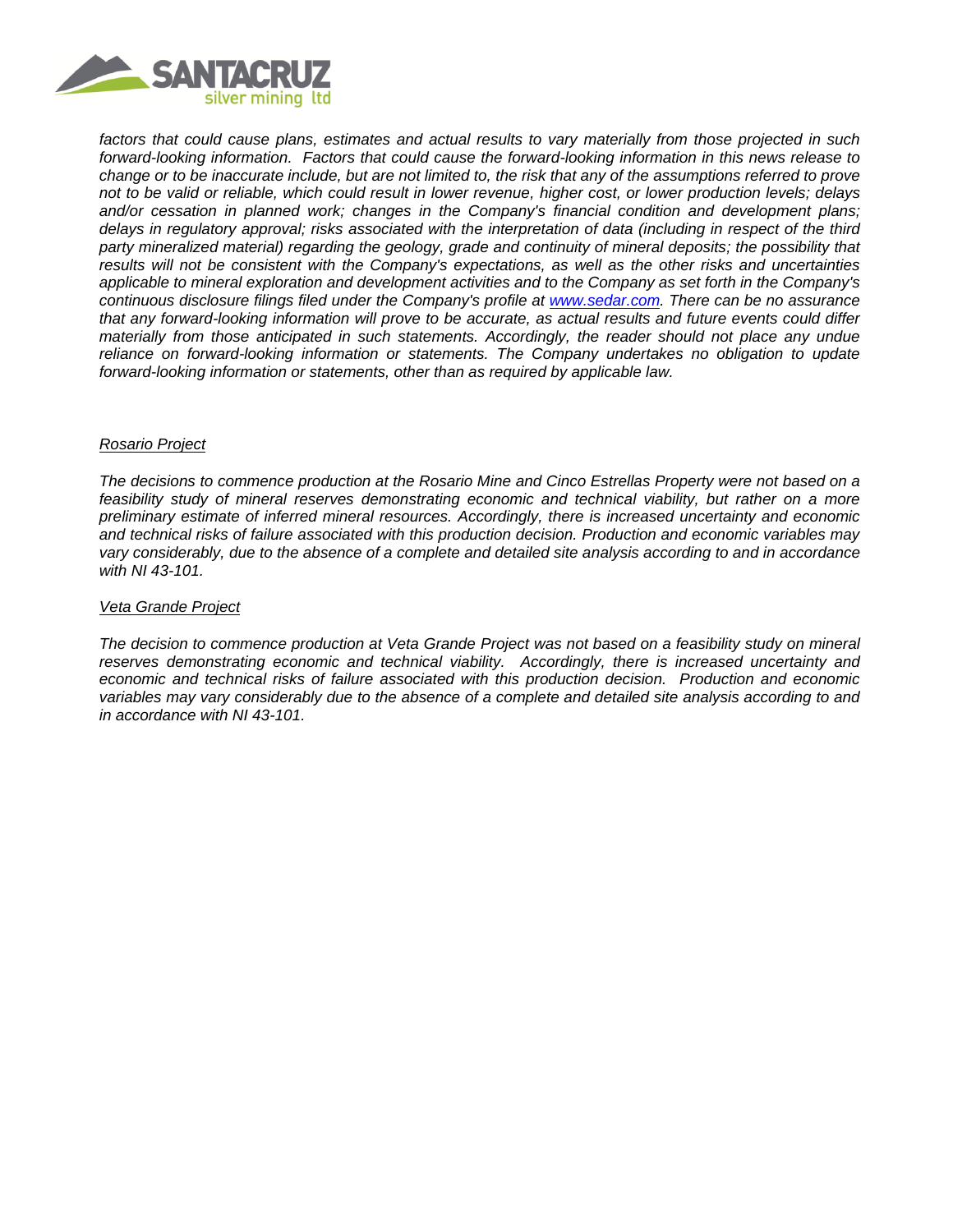*factors that could cause plans, estimates and actual results to vary materially from those projected in such forward-looking information. Factors that could cause the forward-looking information in this news release to change or to be inaccurate include, but are not limited to, the risk that any of the assumptions referred to prove not to be valid or reliable, which could result in lower revenue, higher cost, or lower production levels; delays and/or cessation in planned work; changes in the Company's financial condition and development plans; delays in regulatory approval; risks associated with the interpretation of data (including in respect of the third party mineralized material) regarding the geology, grade and continuity of mineral deposits; the possibility that results will not be consistent with the Company's expectations, as well as the other risks and uncertainties applicable to mineral exploration and development activities and to the Company as set forth in the Company's continuous disclosure filings filed under the Company's profile at [www.sedar.com](http://www.sedar.com). There can be no assurance that any forward-looking information will prove to be accurate, as actual results and future events could differ materially from those anticipated in such statements. Accordingly, the reader should not place any undue reliance on forward-looking information or statements. The Company undertakes no obligation to update forward-looking information or statements, other than as required by applicable law.*

*Rosario Project*

*The decisions to commence production at the Rosario Mine and Cinco Estrellas Property were not based on a feasibility study of mineral reserves demonstrating economic and technical viability, but rather on a more preliminary estimate of inferred mineral resources. Accordingly, there is increased uncertainty and economic and technical risks of failure associated with this production decision. Production and economic variables may vary considerably, due to the absence of a complete and detailed site analysis according to and in accordance with NI 43-101.*

*Veta Grande Project*

*The decision to commence production at Veta Grande Project was not based on a feasibility study on mineral reserves demonstrating economic and technical viability. Accordingly, there is increased uncertainty and economic and technical risks of failure associated with this production decision. Production and economic variables may vary considerably due to the absence of a complete and detailed site analysis according to and in accordance with NI 43-101.*